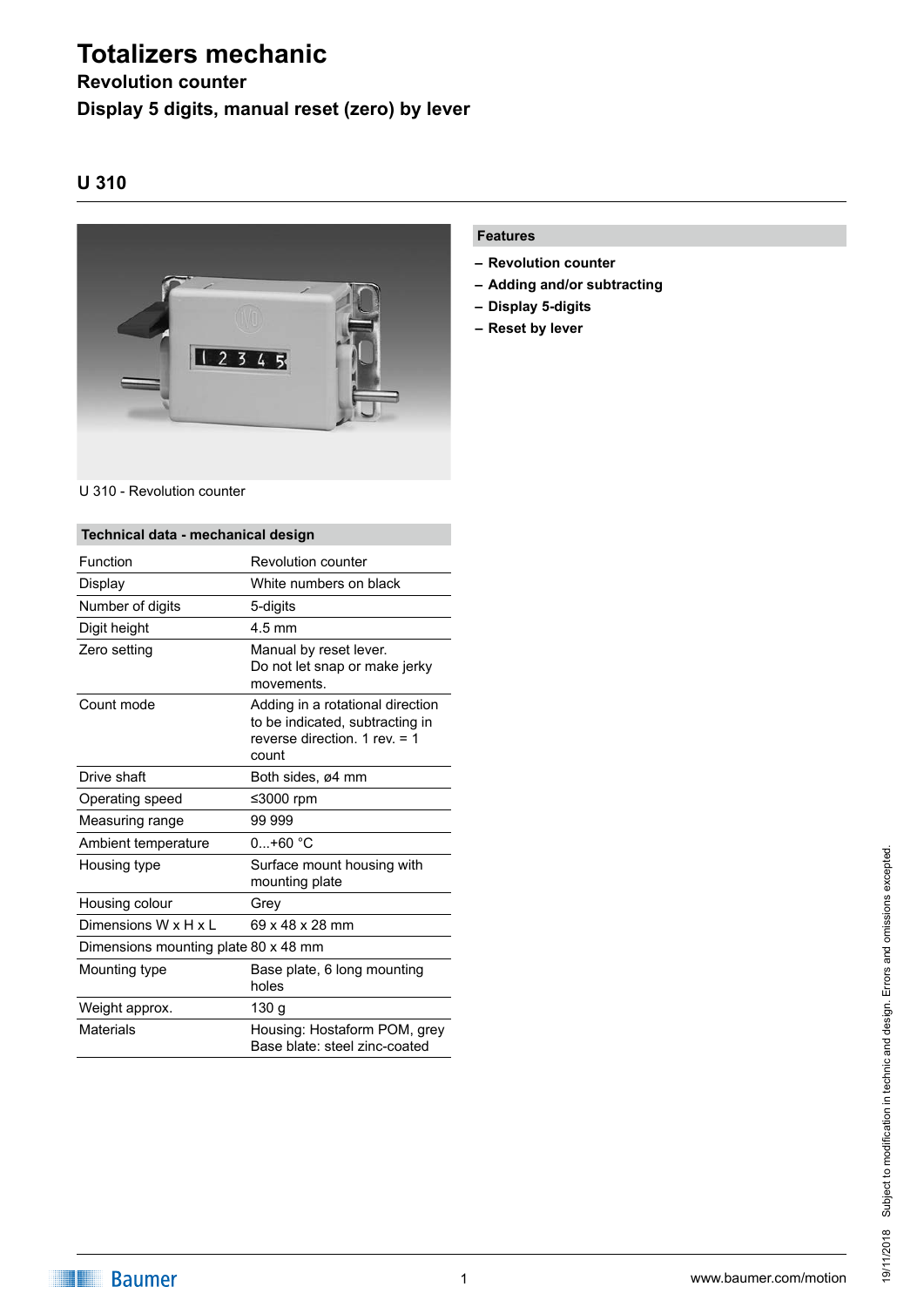# Totalizers mechanic

## Revolution counter

## Display 5 digits, manual reset (zero) by lever

## U 310

U 310 - Revolution counter

### Features

- Revolution counter
- Adding and/or subtracting
- Display 5-digits
- Reset by lever

| Technical data - mechanical design | |
|---|---|
| Function | Revolution counter |
| Display | White numbers on black |
| Number of digits | 5-digits |
| Digit height | 4.5 mm |
| Zero setting | Manual by reset lever. Do not let snap or make jerky movements. |
| Count mode | Adding in a rotational direction to be indicated, subtracting in reverse direction. 1 rev. = 1 count |
| Drive shaft | Both sides, ø4 mm |
| Operating speed | ≤3000 rpm |
| Measuring range | 99 999 |
| Ambient temperature | 0...+60 °C |
| Housing type | Surface mount housing with mounting plate |
| Housing colour | Grey |
| Dimensions W x H x L | 69 x 48 x 28 mm |
| Dimensions mounting plate | 80 x 48 mm |
| Mounting type | Base plate, 6 long mounting holes |
| Weight approx. | 130 g |
| Materials | Housing: Hostaform POM, grey<br>Base blate: steel zinc-coated |

19/11/2018 Subject to modification in technic and design. Errors and omissions excepted.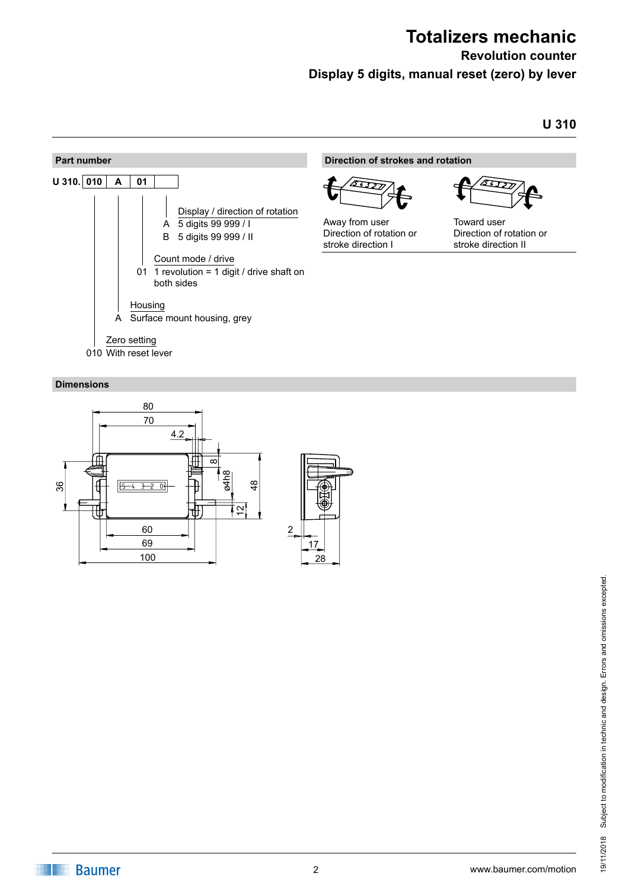# Totalizers mechanic

**Revolution counter**

**Display 5 digits, manual reset (zero) by lever**

**U 310**

## Part number

U 310. | 010 | A | 01 | |

Display / direction of rotation
- A 5 digits 99 999 / I
- B 5 digits 99 999 / II

Count mode / drive
- 01 1 revolution = 1 digit / drive shaft on both sides

Housing
- A Surface mount housing, grey

Zero setting
- 010 With reset lever

## Direction of strokes and rotation

Away from user
Direction of rotation or stroke direction I

Toward user
Direction of rotation or stroke direction II

## Dimensions

80
70
4.2
8
ø4h8
48
36
12
60
69
100
2
17
28

19/11/2018 Subject to modification in technic and design. Errors and omissions excepted.